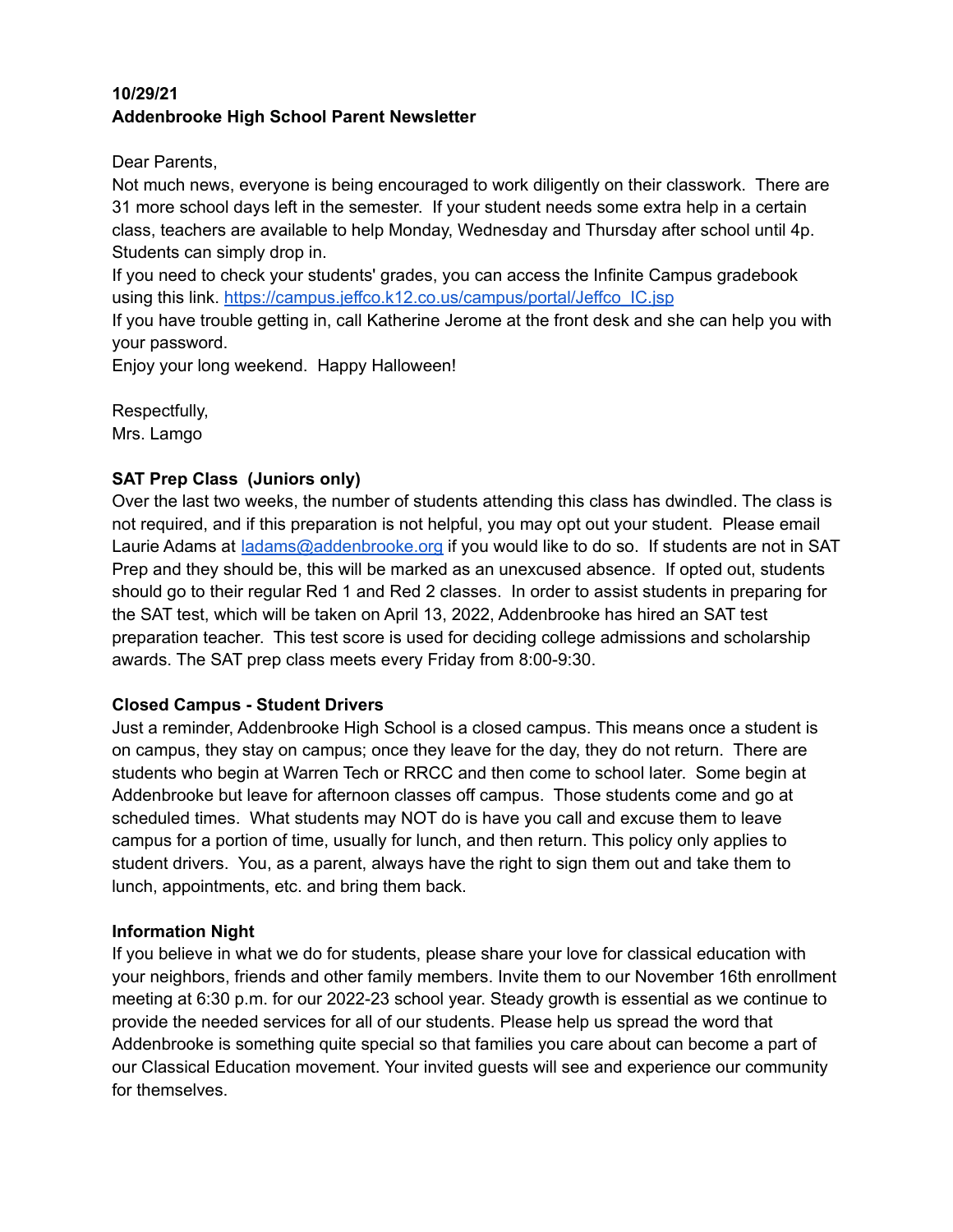**10/29/21**
**Addenbrooke High School Parent Newsletter**

Dear Parents,
Not much news, everyone is being encouraged to work diligently on their classwork. There are 31 more school days left in the semester. If your student needs some extra help in a certain class, teachers are available to help Monday, Wednesday and Thursday after school until 4p. Students can simply drop in.
If you need to check your students' grades, you can access the Infinite Campus gradebook using this link. https://campus.jeffco.k12.co.us/campus/portal/Jeffco_IC.jsp
If you have trouble getting in, call Katherine Jerome at the front desk and she can help you with your password.
Enjoy your long weekend. Happy Halloween!

Respectfully,
Mrs. Lamgo

**SAT Prep Class (Juniors only)**
Over the last two weeks, the number of students attending this class has dwindled. The class is not required, and if this preparation is not helpful, you may opt out your student. Please email Laurie Adams at ladams@addenbrooke.org if you would like to do so. If students are not in SAT Prep and they should be, this will be marked as an unexcused absence. If opted out, students should go to their regular Red 1 and Red 2 classes. In order to assist students in preparing for the SAT test, which will be taken on April 13, 2022, Addenbrooke has hired an SAT test preparation teacher. This test score is used for deciding college admissions and scholarship awards. The SAT prep class meets every Friday from 8:00-9:30.

**Closed Campus - Student Drivers**
Just a reminder, Addenbrooke High School is a closed campus. This means once a student is on campus, they stay on campus; once they leave for the day, they do not return. There are students who begin at Warren Tech or RRCC and then come to school later. Some begin at Addenbrooke but leave for afternoon classes off campus. Those students come and go at scheduled times. What students may NOT do is have you call and excuse them to leave campus for a portion of time, usually for lunch, and then return. This policy only applies to student drivers. You, as a parent, always have the right to sign them out and take them to lunch, appointments, etc. and bring them back.

**Information Night**
If you believe in what we do for students, please share your love for classical education with your neighbors, friends and other family members. Invite them to our November 16th enrollment meeting at 6:30 p.m. for our 2022-23 school year. Steady growth is essential as we continue to provide the needed services for all of our students. Please help us spread the word that Addenbrooke is something quite special so that families you care about can become a part of our Classical Education movement. Your invited guests will see and experience our community for themselves.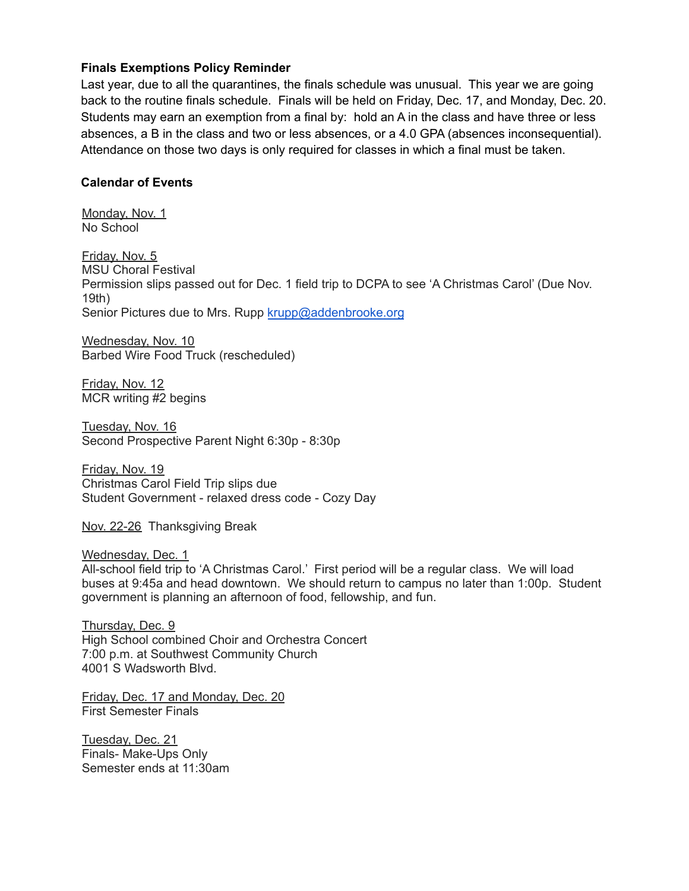**Finals Exemptions Policy Reminder**

Last year, due to all the quarantines, the finals schedule was unusual. This year we are going back to the routine finals schedule. Finals will be held on Friday, Dec. 17, and Monday, Dec. 20. Students may earn an exemption from a final by: hold an A in the class and have three or less absences, a B in the class and two or less absences, or a 4.0 GPA (absences inconsequential). Attendance on those two days is only required for classes in which a final must be taken.

**Calendar of Events**

<u>Monday, Nov. 1</u>
No School

<u>Friday, Nov. 5</u>
MSU Choral Festival
Permission slips passed out for Dec. 1 field trip to DCPA to see 'A Christmas Carol' (Due Nov. 19th)
Senior Pictures due to Mrs. Rupp [krupp@addenbrooke.org](mailto:krupp@addenbrooke.org)

<u>Wednesday, Nov. 10</u>
Barbed Wire Food Truck (rescheduled)

<u>Friday, Nov. 12</u>
MCR writing #2 begins

<u>Tuesday, Nov. 16</u>
Second Prospective Parent Night 6:30p - 8:30p

<u>Friday, Nov. 19</u>
Christmas Carol Field Trip slips due
Student Government - relaxed dress code - Cozy Day

<u>Nov. 22-26</u> Thanksgiving Break

<u>Wednesday, Dec. 1</u>
All-school field trip to 'A Christmas Carol.' First period will be a regular class. We will load buses at 9:45a and head downtown. We should return to campus no later than 1:00p. Student government is planning an afternoon of food, fellowship, and fun.

<u>Thursday, Dec. 9</u>
High School combined Choir and Orchestra Concert
7:00 p.m. at Southwest Community Church
4001 S Wadsworth Blvd.

<u>Friday, Dec. 17 and Monday, Dec. 20</u>
First Semester Finals

<u>Tuesday, Dec. 21</u>
Finals- Make-Ups Only
Semester ends at 11:30am